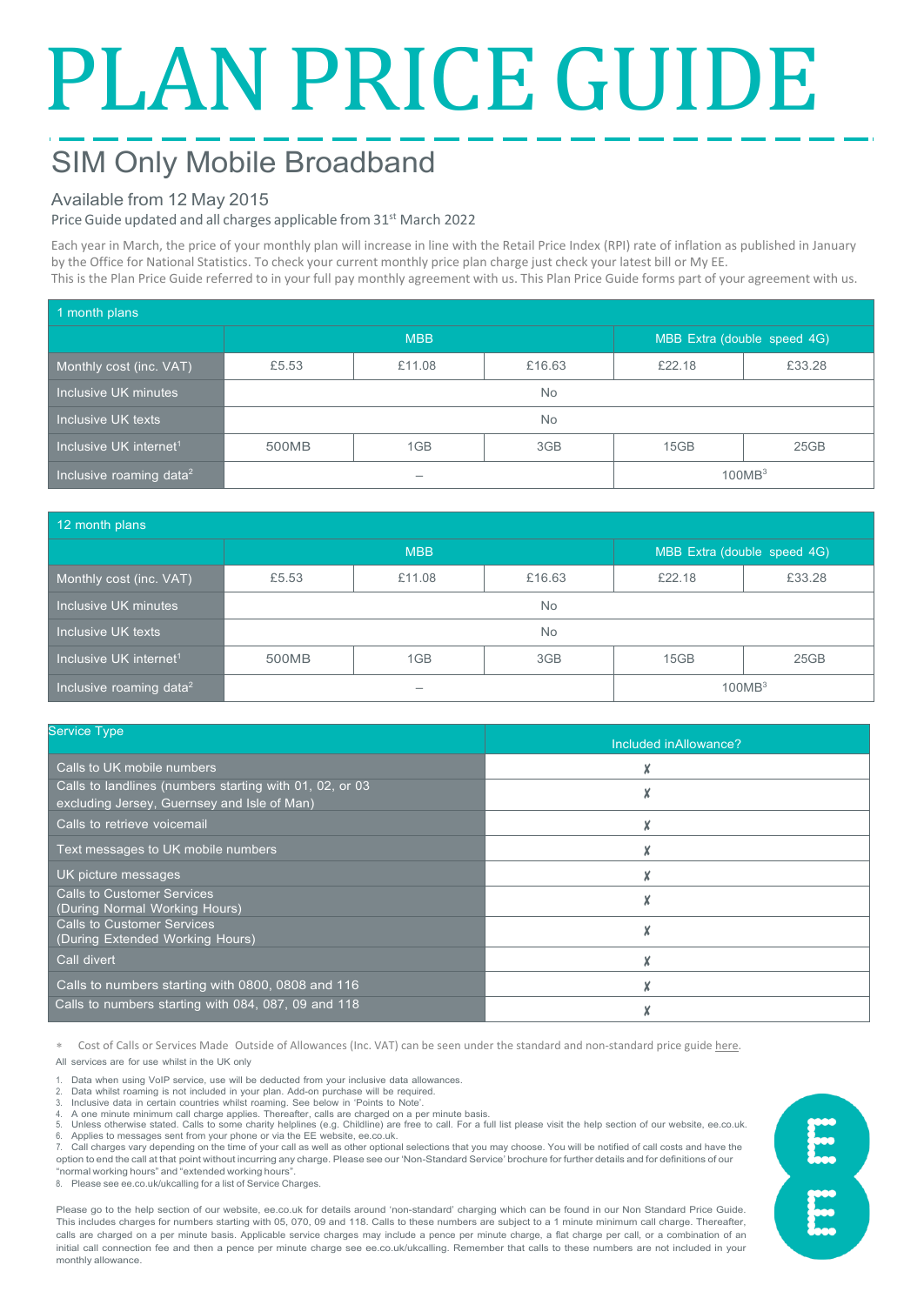# PLAN PRICE GUIDE

## SIM Only Mobile Broadband

Available from 12 May 2015

Price Guide updated and all charges applicable from 31st March 2022

Each year in March, the price of your monthly plan will increase in line with the Retail Price Index (RPI) rate of inflation as published in January by the Office for National Statistics. To check your current monthly price plan charge just check your latest bill or My EE.
This is the Plan Price Guide referred to in your full pay monthly agreement with us. This Plan Price Guide forms part of your agreement with us.

| 1 month plans | | | | | |
|---|---|---|---|---|---|
| | MBB | | | MBB Extra (double speed 4G) | |
| Monthly cost (inc. VAT) | £5.53 | £11.08 | £16.63 | £22.18 | £33.28 |
| Inclusive UK minutes | No | | | | |
| Inclusive UK texts | No | | | | |
| Inclusive UK internet[1] | 500MB | 1GB | 3GB | 15GB | 25GB |
| Inclusive roaming data[2] | – | | | 100MB[3] | |

| 12 month plans | | | | | |
|---|---|---|---|---|---|
| | MBB | | | MBB Extra (double speed 4G) | |
| Monthly cost (inc. VAT) | £5.53 | £11.08 | £16.63 | £22.18 | £33.28 |
| Inclusive UK minutes | No | | | | |
| Inclusive UK texts | No | | | | |
| Inclusive UK internet[1] | 500MB | 1GB | 3GB | 15GB | 25GB |
| Inclusive roaming data[2] | – | | | 100MB[3] | |

| Service Type | Included inAllowance? |
|---|---|
| Calls to UK mobile numbers | ✗ |
| Calls to landlines (numbers starting with 01, 02, or 03 excluding Jersey, Guernsey and Isle of Man) | ✗ |
| Calls to retrieve voicemail | ✗ |
| Text messages to UK mobile numbers | ✗ |
| UK picture messages | ✗ |
| Calls to Customer Services (During Normal Working Hours) | ✗ |
| Calls to Customer Services (During Extended Working Hours) | ✗ |
| Call divert | ✗ |
| Calls to numbers starting with 0800, 0808 and 116 | ✗ |
| Calls to numbers starting with 084, 087, 09 and 118 | ✗ |

* Cost of Calls or Services Made Outside of Allowances (Inc. VAT) can be seen under the standard and non-standard price guide here.

All services are for use whilst in the UK only

1. Data when using VoIP service, use will be deducted from your inclusive data allowances.
2. Data whilst roaming is not included in your plan. Add-on purchase will be required.
3. Inclusive data in certain countries whilst roaming. See below in 'Points to Note'.
4. A one minute minimum call charge applies. Thereafter, calls are charged on a per minute basis.
5. Unless otherwise stated. Calls to some charity helplines (e.g. Childline) are free to call. For a full list please visit the help section of our website, ee.co.uk.
6. Applies to messages sent from your phone or via the EE website, ee.co.uk.
7. Call charges vary depending on the time of your call as well as other optional selections that you may choose. You will be notified of call costs and have the option to end the call at that point without incurring any charge. Please see our 'Non-Standard Service' brochure for further details and for definitions of our "normal working hours" and "extended working hours".
8. Please see ee.co.uk/ukcalling for a list of Service Charges.

Please go to the help section of our website, ee.co.uk for details around 'non-standard' charging which can be found in our Non Standard Price Guide. This includes charges for numbers starting with 05, 070, 09 and 118. Calls to these numbers are subject to a 1 minute minimum call charge. Thereafter, calls are charged on a per minute basis. Applicable service charges may include a pence per minute charge, a flat charge per call, or a combination of an initial call connection fee and then a pence per minute charge see ee.co.uk/ukcalling. Remember that calls to these numbers are not included in your monthly allowance.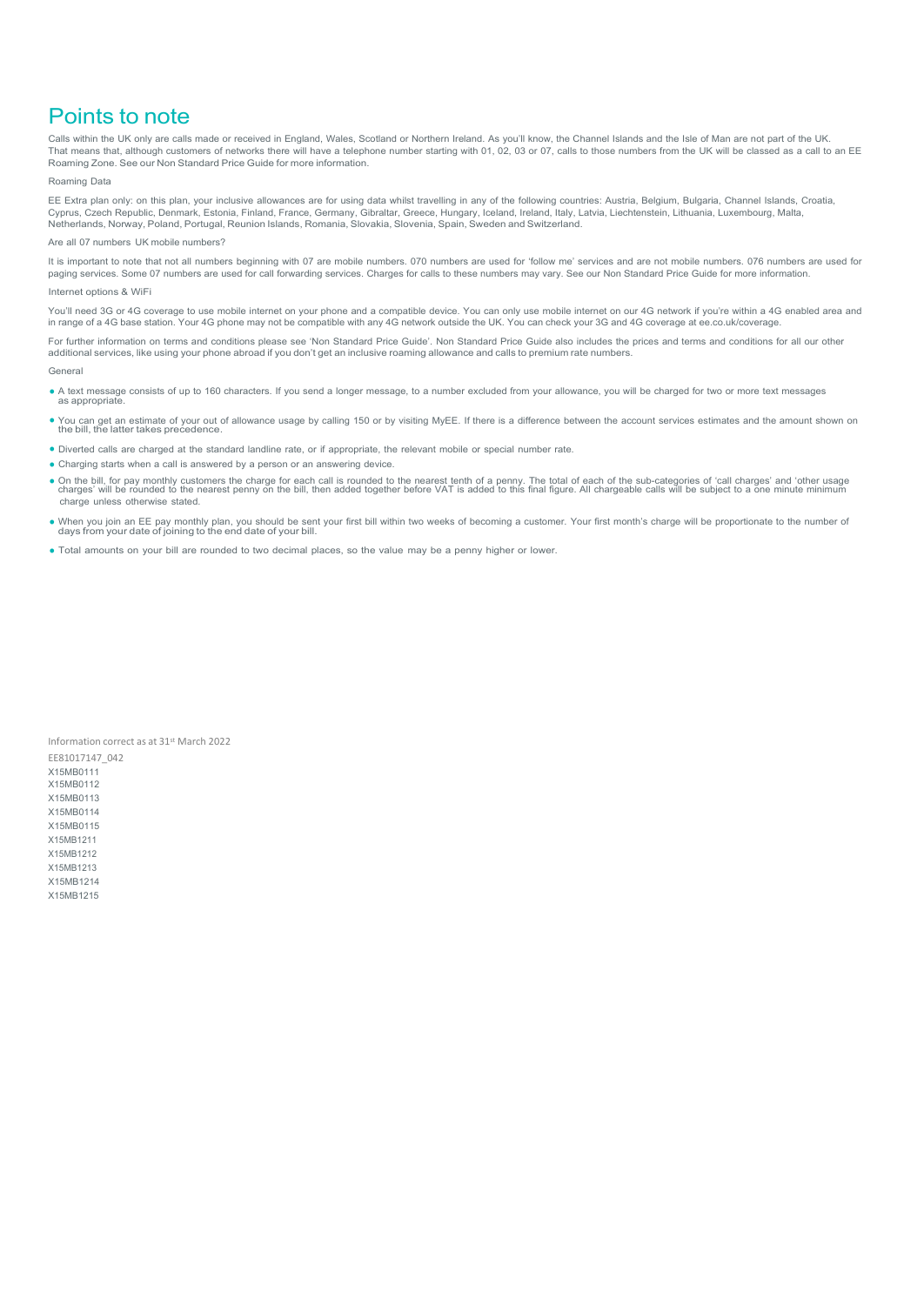# Points to note

Calls within the UK only are calls made or received in England, Wales, Scotland or Northern Ireland. As you'll know, the Channel Islands and the Isle of Man are not part of the UK. That means that, although customers of networks there will have a telephone number starting with 01, 02, 03 or 07, calls to those numbers from the UK will be classed as a call to an EE Roaming Zone. See our Non Standard Price Guide for more information.

Roaming Data

EE Extra plan only: on this plan, your inclusive allowances are for using data whilst travelling in any of the following countries: Austria, Belgium, Bulgaria, Channel Islands, Croatia, Cyprus, Czech Republic, Denmark, Estonia, Finland, France, Germany, Gibraltar, Greece, Hungary, Iceland, Ireland, Italy, Latvia, Liechtenstein, Lithuania, Luxembourg, Malta, Netherlands, Norway, Poland, Portugal, Reunion Islands, Romania, Slovakia, Slovenia, Spain, Sweden and Switzerland.

Are all 07 numbers UK mobile numbers?

It is important to note that not all numbers beginning with 07 are mobile numbers. 070 numbers are used for 'follow me' services and are not mobile numbers. 076 numbers are used for paging services. Some 07 numbers are used for call forwarding services. Charges for calls to these numbers may vary. See our Non Standard Price Guide for more information.

Internet options & WiFi

You'll need 3G or 4G coverage to use mobile internet on your phone and a compatible device. You can only use mobile internet on our 4G network if you're within a 4G enabled area and in range of a 4G base station. Your 4G phone may not be compatible with any 4G network outside the UK. You can check your 3G and 4G coverage at ee.co.uk/coverage.

For further information on terms and conditions please see 'Non Standard Price Guide'. Non Standard Price Guide also includes the prices and terms and conditions for all our other additional services, like using your phone abroad if you don't get an inclusive roaming allowance and calls to premium rate numbers.

General

- A text message consists of up to 160 characters. If you send a longer message, to a number excluded from your allowance, you will be charged for two or more text messages as appropriate.
- You can get an estimate of your out of allowance usage by calling 150 or by visiting MyEE. If there is a difference between the account services estimates and the amount shown on the bill, the latter takes precedence.
- Diverted calls are charged at the standard landline rate, or if appropriate, the relevant mobile or special number rate.
- Charging starts when a call is answered by a person or an answering device.
- On the bill, for pay monthly customers the charge for each call is rounded to the nearest tenth of a penny. The total of each of the sub-categories of 'call charges' and 'other usage charges' will be rounded to the nearest penny on the bill, then added together before VAT is added to this final figure. All chargeable calls will be subject to a one minute minimum charge unless otherwise stated.
- When you join an EE pay monthly plan, you should be sent your first bill within two weeks of becoming a customer. Your first month's charge will be proportionate to the number of days from your date of joining to the end date of your bill.
- Total amounts on your bill are rounded to two decimal places, so the value may be a penny higher or lower.

Information correct as at 31st March 2022

EE81017147_042

X15MB0111

X15MB0112

X15MB0113

X15MB0114

X15MB0115

X15MB1211

X15MB1212

X15MB1213

X15MB1214

X15MB1215